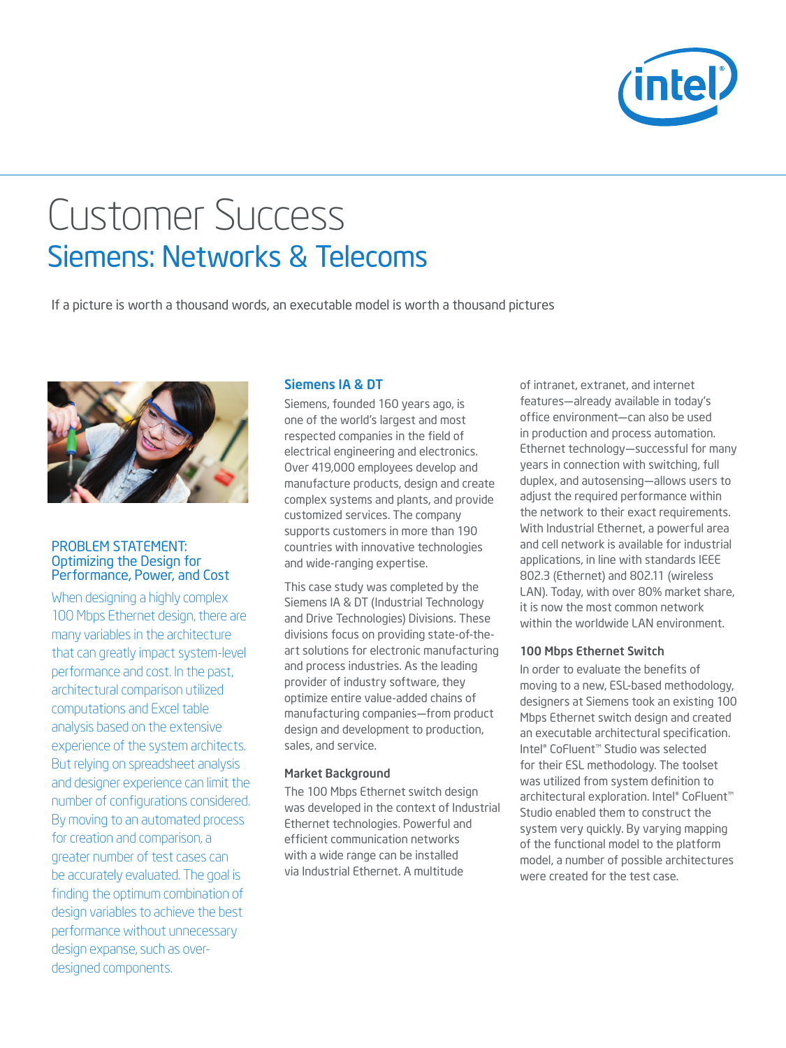# Customer Success

## Siemens: Networks & Telecoms

If a picture is worth a thousand words, an executable model is worth a thousand pictures

### PROBLEM STATEMENT: Optimizing the Design for Performance, Power, and Cost

When designing a highly complex 100 Mbps Ethernet design, there are many variables in the architecture that can greatly impact system-level performance and cost. In the past, architectural comparison utilized computations and Excel table analysis based on the extensive experience of the system architects. But relying on spreadsheet analysis and designer experience can limit the number of configurations considered. By moving to an automated process for creation and comparison, a greater number of test cases can be accurately evaluated. The goal is finding the optimum combination of design variables to achieve the best performance without unnecessary design expanse, such as over-designed components.

### Siemens IA & DT

Siemens, founded 160 years ago, is one of the world's largest and most respected companies in the field of electrical engineering and electronics. Over 419,000 employees develop and manufacture products, design and create complex systems and plants, and provide customized services. The company supports customers in more than 190 countries with innovative technologies and wide-ranging expertise.

This case study was completed by the Siemens IA & DT (Industrial Technology and Drive Technologies) Divisions. These divisions focus on providing state-of-the-art solutions for electronic manufacturing and process industries. As the leading provider of industry software, they optimize entire value-added chains of manufacturing companies—from product design and development to production, sales, and service.

### Market Background

The 100 Mbps Ethernet switch design was developed in the context of Industrial Ethernet technologies. Powerful and efficient communication networks with a wide range can be installed via Industrial Ethernet. A multitude of intranet, extranet, and internet features—already available in today's office environment—can also be used in production and process automation. Ethernet technology—successful for many years in connection with switching, full duplex, and autosensing—allows users to adjust the required performance within the network to their exact requirements. With Industrial Ethernet, a powerful area and cell network is available for industrial applications, in line with standards IEEE 802.3 (Ethernet) and 802.11 (wireless LAN). Today, with over 80% market share, it is now the most common network within the worldwide LAN environment.

### 100 Mbps Ethernet Switch

In order to evaluate the benefits of moving to a new, ESL-based methodology, designers at Siemens took an existing 100 Mbps Ethernet switch design and created an executable architectural specification. Intel® CoFluent™ Studio was selected for their ESL methodology. The toolset was utilized from system definition to architectural exploration. Intel® CoFluent™ Studio enabled them to construct the system very quickly. By varying mapping of the functional model to the platform model, a number of possible architectures were created for the test case.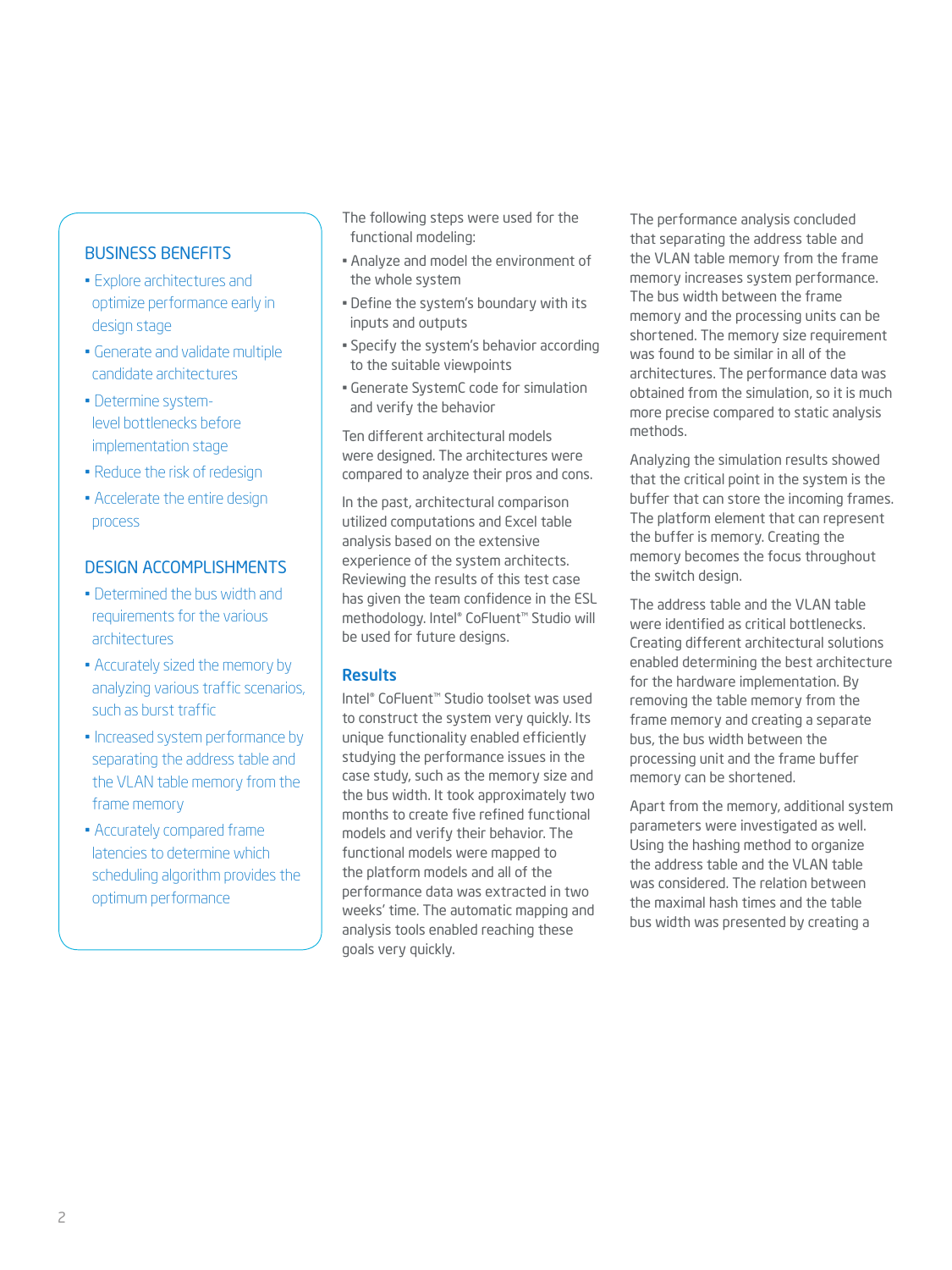## BUSINESS BENEFITS

- Explore architectures and optimize performance early in design stage
- Generate and validate multiple candidate architectures
- Determine system-level bottlenecks before implementation stage
- Reduce the risk of redesign
- Accelerate the entire design process

## DESIGN ACCOMPLISHMENTS

- Determined the bus width and requirements for the various architectures
- Accurately sized the memory by analyzing various traffic scenarios, such as burst traffic
- Increased system performance by separating the address table and the VLAN table memory from the frame memory
- Accurately compared frame latencies to determine which scheduling algorithm provides the optimum performance

The following steps were used for the functional modeling:

- Analyze and model the environment of the whole system
- Define the system's boundary with its inputs and outputs
- Specify the system's behavior according to the suitable viewpoints
- Generate SystemC code for simulation and verify the behavior

Ten different architectural models were designed. The architectures were compared to analyze their pros and cons.

In the past, architectural comparison utilized computations and Excel table analysis based on the extensive experience of the system architects. Reviewing the results of this test case has given the team confidence in the ESL methodology. Intel® CoFluent™ Studio will be used for future designs.

## Results

Intel® CoFluent™ Studio toolset was used to construct the system very quickly. Its unique functionality enabled efficiently studying the performance issues in the case study, such as the memory size and the bus width. It took approximately two months to create five refined functional models and verify their behavior. The functional models were mapped to the platform models and all of the performance data was extracted in two weeks' time. The automatic mapping and analysis tools enabled reaching these goals very quickly.

The performance analysis concluded that separating the address table and the VLAN table memory from the frame memory increases system performance. The bus width between the frame memory and the processing units can be shortened. The memory size requirement was found to be similar in all of the architectures. The performance data was obtained from the simulation, so it is much more precise compared to static analysis methods.

Analyzing the simulation results showed that the critical point in the system is the buffer that can store the incoming frames. The platform element that can represent the buffer is memory. Creating the memory becomes the focus throughout the switch design.

The address table and the VLAN table were identified as critical bottlenecks. Creating different architectural solutions enabled determining the best architecture for the hardware implementation. By removing the table memory from the frame memory and creating a separate bus, the bus width between the processing unit and the frame buffer memory can be shortened.

Apart from the memory, additional system parameters were investigated as well. Using the hashing method to organize the address table and the VLAN table was considered. The relation between the maximal hash times and the table bus width was presented by creating a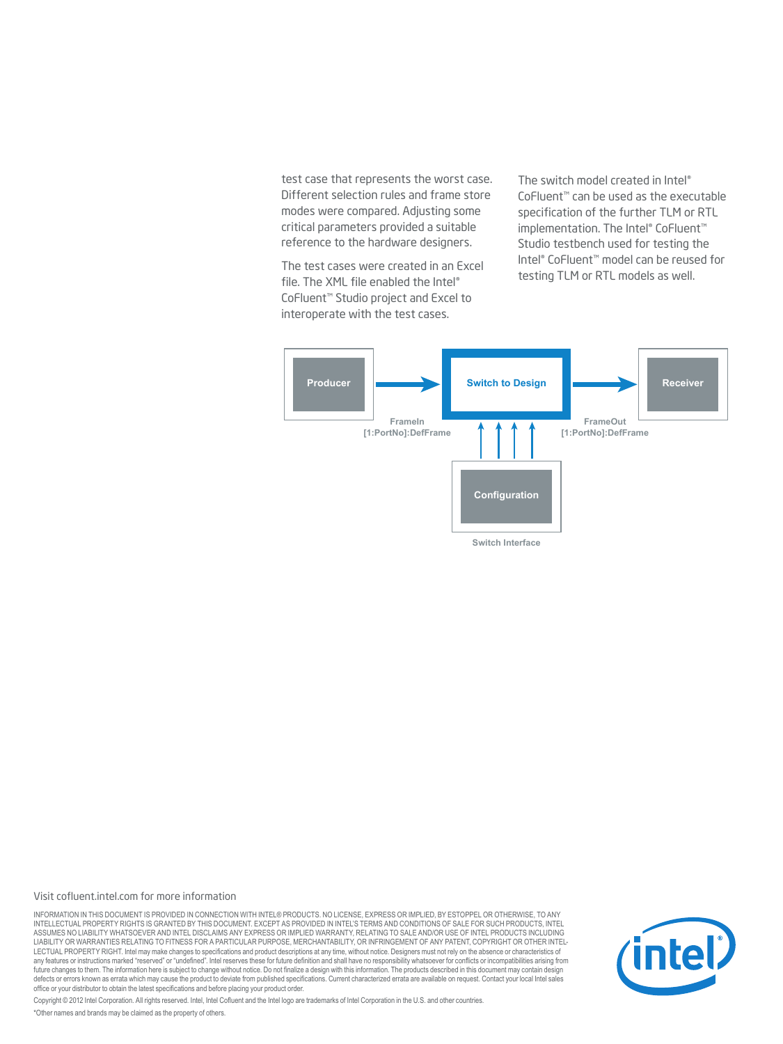test case that represents the worst case. Different selection rules and frame store modes were compared. Adjusting some critical parameters provided a suitable reference to the hardware designers.

The test cases were created in an Excel file. The XML file enabled the Intel® CoFluent™ Studio project and Excel to interoperate with the test cases.

The switch model created in Intel® CoFluent™ can be used as the executable specification of the further TLM or RTL implementation. The Intel® CoFluent™ Studio testbench used for testing the Intel® CoFluent™ model can be reused for testing TLM or RTL models as well.

Producer

Switch to Design

Receiver

FrameIn
[1:PortNo]:DefFrame

FrameOut
[1:PortNo]:DefFrame

Configuration

Switch Interface

Visit cofluent.intel.com for more information

INFORMATION IN THIS DOCUMENT IS PROVIDED IN CONNECTION WITH INTEL® PRODUCTS. NO LICENSE, EXPRESS OR IMPLIED, BY ESTOPPEL OR OTHERWISE, TO ANY INTELLECTUAL PROPERTY RIGHTS IS GRANTED BY THIS DOCUMENT. EXCEPT AS PROVIDED IN INTEL'S TERMS AND CONDITIONS OF SALE FOR SUCH PRODUCTS, INTEL ASSUMES NO LIABILITY WHATSOEVER AND INTEL DISCLAIMS ANY EXPRESS OR IMPLIED WARRANTY, RELATING TO SALE AND/OR USE OF INTEL PRODUCTS INCLUDING LIABILITY OR WARRANTIES RELATING TO FITNESS FOR A PARTICULAR PURPOSE, MERCHANTABILITY, OR INFRINGEMENT OF ANY PATENT, COPYRIGHT OR OTHER INTELLECTUAL PROPERTY RIGHT. Intel may make changes to specifications and product descriptions at any time, without notice. Designers must not rely on the absence or characteristics of any features or instructions marked "reserved" or "undefined". Intel reserves these for future definition and shall have no responsibility whatsoever for conflicts or incompatibilities arising from future changes to them. The information here is subject to change without notice. Do not finalize a design with this information. The products described in this document may contain design defects or errors known as errata which may cause the product to deviate from published specifications. Current characterized errata are available on request. Contact your local Intel sales office or your distributor to obtain the latest specifications and before placing your product order.

Copyright © 2012 Intel Corporation. All rights reserved. Intel, Intel Cofluent and the Intel logo are trademarks of Intel Corporation in the U.S. and other countries.

*Other names and brands may be claimed as the property of others.